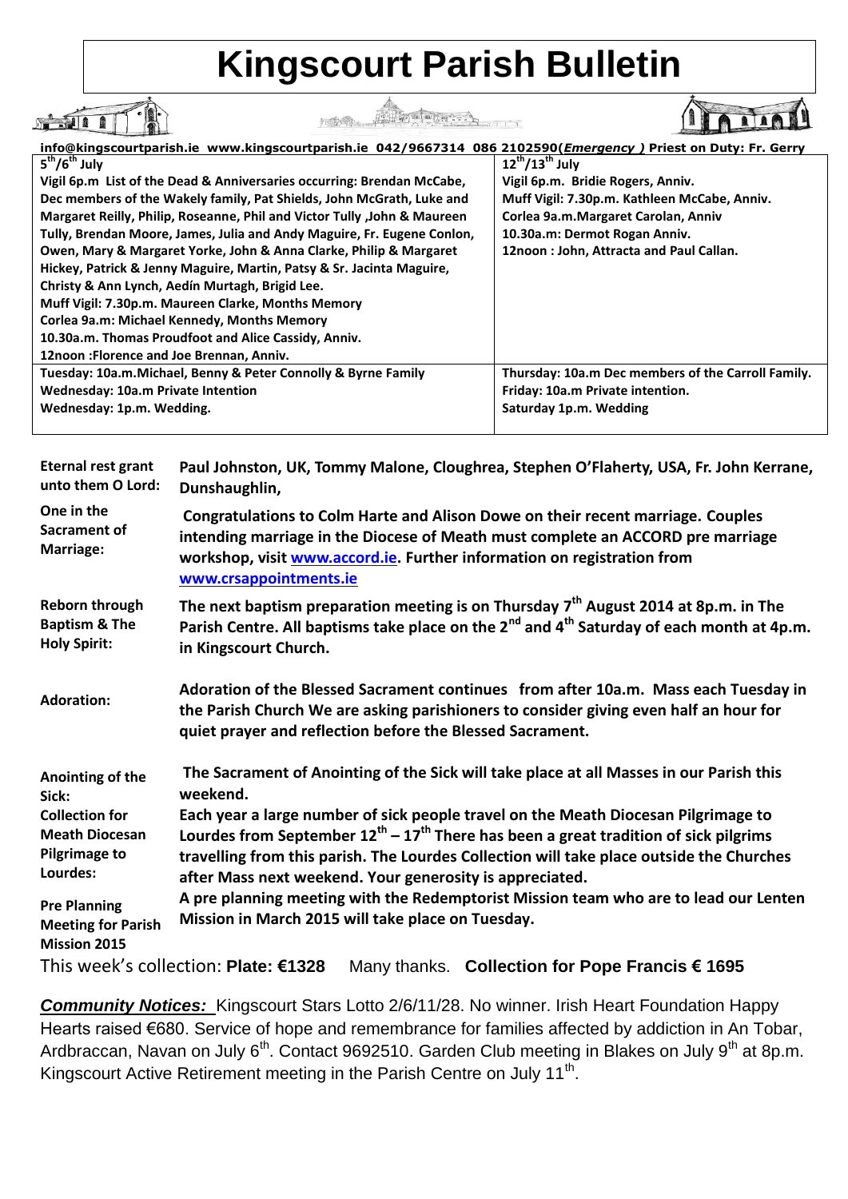# Kingscourt Parish Bulletin

**info@kingscourtparish.ie www.kingscourtparish.ie 042/9667314 086 2102590(*Emergency* ) Priest on Duty: Fr. Gerry**

| 5th/6th July | 12th/13th July |
|---|---|
| **Vigil 6p.m List of the Dead & Anniversaries occurring: Brendan McCabe, Dec members of the Wakely family, Pat Shields, John McGrath, Luke and Margaret Reilly, Philip, Roseanne, Phil and Victor Tully ,John & Maureen Tully, Brendan Moore, James, Julia and Andy Maguire, Fr. Eugene Conlon, Owen, Mary & Margaret Yorke, John & Anna Clarke, Philip & Margaret Hickey, Patrick & Jenny Maguire, Martin, Patsy & Sr. Jacinta Maguire, Christy & Ann Lynch, Aedín Murtagh, Brigid Lee.**<br>**Muff Vigil: 7.30p.m. Maureen Clarke, Months Memory**<br>**Corlea 9a.m: Michael Kennedy, Months Memory**<br>**10.30a.m. Thomas Proudfoot and Alice Cassidy, Anniv.**<br>**12noon :Florence and Joe Brennan, Anniv.** | **Vigil 6p.m. Bridie Rogers, Anniv.**<br>**Muff Vigil: 7.30p.m. Kathleen McCabe, Anniv.**<br>**Corlea 9a.m.Margaret Carolan, Anniv**<br>**10.30a.m: Dermot Rogan Anniv.**<br>**12noon : John, Attracta and Paul Callan.** |
| **Tuesday: 10a.m.Michael, Benny & Peter Connolly & Byrne Family**<br>**Wednesday: 10a.m Private Intention**<br>**Wednesday: 1p.m. Wedding.** | **Thursday: 10a.m Dec members of the Carroll Family.**<br>**Friday: 10a.m Private intention.**<br>**Saturday 1p.m. Wedding** |

| | |
|---|---|
| **Eternal rest grant unto them O Lord:** | **Paul Johnston, UK, Tommy Malone, Cloughrea, Stephen O'Flaherty, USA, Fr. John Kerrane, Dunshaughlin,** |
| **One in the Sacrament of Marriage:** | **Congratulations to Colm Harte and Alison Dowe on their recent marriage. Couples intending marriage in the Diocese of Meath must complete an ACCORD pre marriage workshop, visit www.accord.ie. Further information on registration from www.crsappointments.ie** |
| **Reborn through Baptism & The Holy Spirit:** | **The next baptism preparation meeting is on Thursday 7th August 2014 at 8p.m. in The Parish Centre. All baptisms take place on the 2nd and 4th Saturday of each month at 4p.m. in Kingscourt Church.** |
| **Adoration:** | **Adoration of the Blessed Sacrament continues from after 10a.m. Mass each Tuesday in the Parish Church We are asking parishioners to consider giving even half an hour for quiet prayer and reflection before the Blessed Sacrament.** |
| **Anointing of the Sick:** | **The Sacrament of Anointing of the Sick will take place at all Masses in our Parish this weekend.** |
| **Collection for Meath Diocesan Pilgrimage to Lourdes:** | **Each year a large number of sick people travel on the Meath Diocesan Pilgrimage to Lourdes from September 12th – 17th There has been a great tradition of sick pilgrims travelling from this parish. The Lourdes Collection will take place outside the Churches after Mass next weekend. Your generosity is appreciated.** |
| **Pre Planning Meeting for Parish Mission 2015** | **A pre planning meeting with the Redemptorist Mission team who are to lead our Lenten Mission in March 2015 will take place on Tuesday.** |

This week's collection: **Plate: €1328** Many thanks. **Collection for Pope Francis € 1695**

***Community Notices:*** Kingscourt Stars Lotto 2/6/11/28. No winner. Irish Heart Foundation Happy Hearts raised €680. Service of hope and remembrance for families affected by addiction in An Tobar, Ardbraccan, Navan on July 6th. Contact 9692510. Garden Club meeting in Blakes on July 9th at 8p.m. Kingscourt Active Retirement meeting in the Parish Centre on July 11th.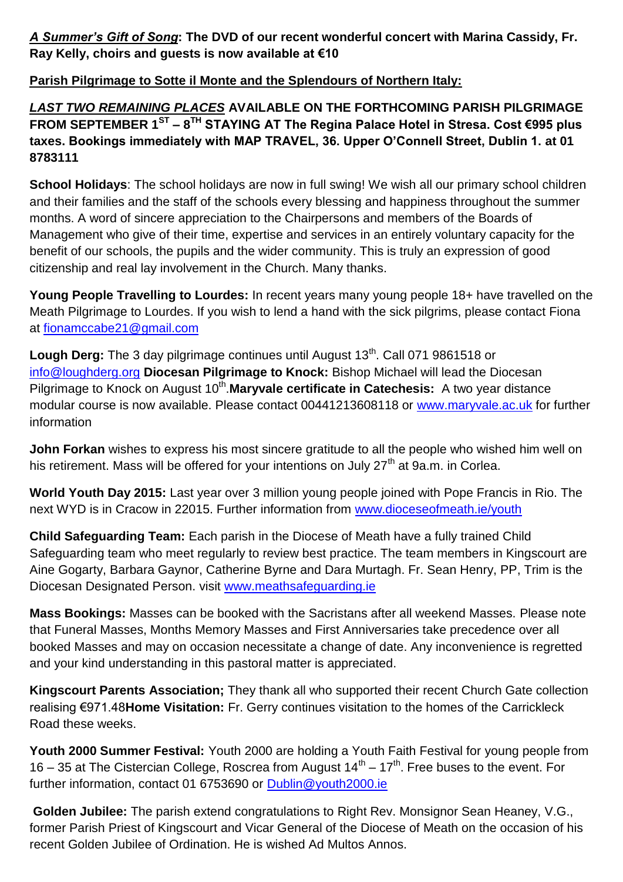***A Summer's Gift of Song*: The DVD of our recent wonderful concert with Marina Cassidy, Fr. Ray Kelly, choirs and guests is now available at €10**

**Parish Pilgrimage to Sotte il Monte and the Splendours of Northern Italy:**

***LAST TWO REMAINING PLACES* AVAILABLE ON THE FORTHCOMING PARISH PILGRIMAGE FROM SEPTEMBER 1ST – 8TH STAYING AT The Regina Palace Hotel in Stresa. Cost €995 plus taxes. Bookings immediately with MAP TRAVEL, 36. Upper O'Connell Street, Dublin 1. at 01 8783111**

**School Holidays**: The school holidays are now in full swing! We wish all our primary school children and their families and the staff of the schools every blessing and happiness throughout the summer months. A word of sincere appreciation to the Chairpersons and members of the Boards of Management who give of their time, expertise and services in an entirely voluntary capacity for the benefit of our schools, the pupils and the wider community. This is truly an expression of good citizenship and real lay involvement in the Church. Many thanks.

**Young People Travelling to Lourdes:** In recent years many young people 18+ have travelled on the Meath Pilgrimage to Lourdes. If you wish to lend a hand with the sick pilgrims, please contact Fiona at fionamccabe21@gmail.com

**Lough Derg:** The 3 day pilgrimage continues until August 13th. Call 071 9861518 or info@loughderg.org **Diocesan Pilgrimage to Knock:** Bishop Michael will lead the Diocesan Pilgrimage to Knock on August 10th.**Maryvale certificate in Catechesis:** A two year distance modular course is now available. Please contact 00441213608118 or www.maryvale.ac.uk for further information

**John Forkan** wishes to express his most sincere gratitude to all the people who wished him well on his retirement. Mass will be offered for your intentions on July 27th at 9a.m. in Corlea.

**World Youth Day 2015:** Last year over 3 million young people joined with Pope Francis in Rio. The next WYD is in Cracow in 22015. Further information from www.dioceseofmeath.ie/youth

**Child Safeguarding Team:** Each parish in the Diocese of Meath have a fully trained Child Safeguarding team who meet regularly to review best practice. The team members in Kingscourt are Aine Gogarty, Barbara Gaynor, Catherine Byrne and Dara Murtagh. Fr. Sean Henry, PP, Trim is the Diocesan Designated Person. visit www.meathsafeguarding.ie

**Mass Bookings:** Masses can be booked with the Sacristans after all weekend Masses. Please note that Funeral Masses, Months Memory Masses and First Anniversaries take precedence over all booked Masses and may on occasion necessitate a change of date. Any inconvenience is regretted and your kind understanding in this pastoral matter is appreciated.

**Kingscourt Parents Association;** They thank all who supported their recent Church Gate collection realising €971.48**Home Visitation:** Fr. Gerry continues visitation to the homes of the Carrickleck Road these weeks.

**Youth 2000 Summer Festival:** Youth 2000 are holding a Youth Faith Festival for young people from 16 – 35 at The Cistercian College, Roscrea from August 14th – 17th. Free buses to the event. For further information, contact 01 6753690 or Dublin@youth2000.ie

**Golden Jubilee:** The parish extend congratulations to Right Rev. Monsignor Sean Heaney, V.G., former Parish Priest of Kingscourt and Vicar General of the Diocese of Meath on the occasion of his recent Golden Jubilee of Ordination. He is wished Ad Multos Annos.